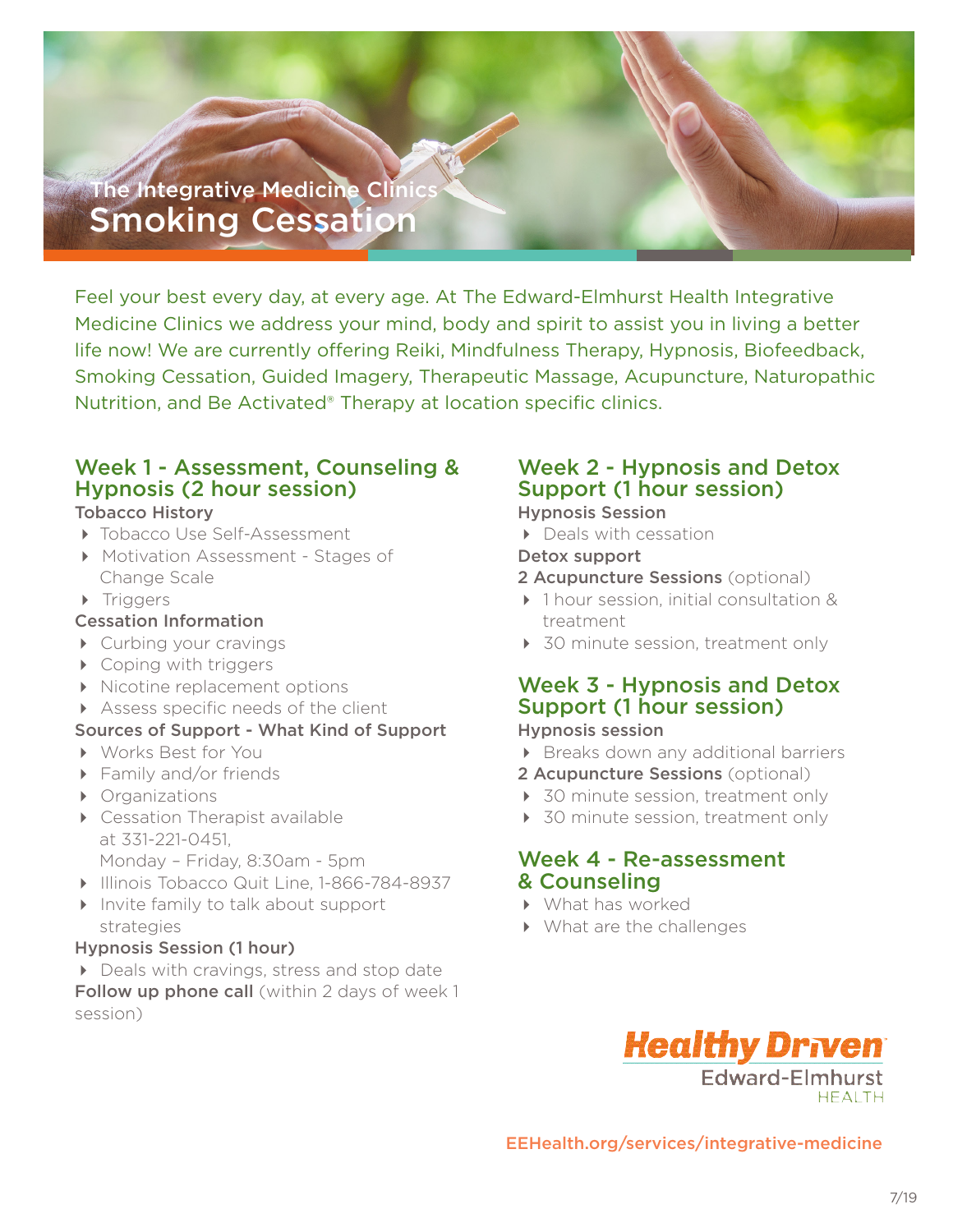The Integrative Medicine Clinics

# Smoking Cessation

Feel your best every day, at every age. At The Edward-Elmhurst Health Integrative Medicine Clinics we address your mind, body and spirit to assist you in living a better life now! We are currently offering Reiki, Mindfulness Therapy, Hypnosis, Biofeedback, Smoking Cessation, Guided Imagery, Therapeutic Massage, Acupuncture, Naturopathic Nutrition, and Be Activated® Therapy at location specific clinics.

## Week 1 - Assessment, Counseling & Hypnosis (2 hour session)

**Tobacco History**

- Tobacco Use Self-Assessment
- Motivation Assessment - Stages of Change Scale
- Triggers

**Cessation Information**

- Curbing your cravings
- Coping with triggers
- Nicotine replacement options
- Assess specific needs of the client

**Sources of Support - What Kind of Support**

- Works Best for You
- Family and/or friends
- Organizations
- Cessation Therapist available at 331-221-0451, Monday – Friday, 8:30am - 5pm
- Illinois Tobacco Quit Line, 1-866-784-8937
- Invite family to talk about support strategies

**Hypnosis Session (1 hour)**

- Deals with cravings, stress and stop date

**Follow up phone call** (within 2 days of week 1 session)

## Week 2 - Hypnosis and Detox Support (1 hour session)

**Hypnosis Session**

- Deals with cessation

**Detox support**

**2 Acupuncture Sessions** (optional)

- 1 hour session, initial consultation & treatment
- 30 minute session, treatment only

## Week 3 - Hypnosis and Detox Support (1 hour session)

**Hypnosis session**

- Breaks down any additional barriers

**2 Acupuncture Sessions** (optional)

- 30 minute session, treatment only
- 30 minute session, treatment only

## Week 4 - Re-assessment & Counseling

- What has worked
- What are the challenges

Healthy Driven
Edward-Elmhurst HEALTH

EEHealth.org/services/integrative-medicine

7/19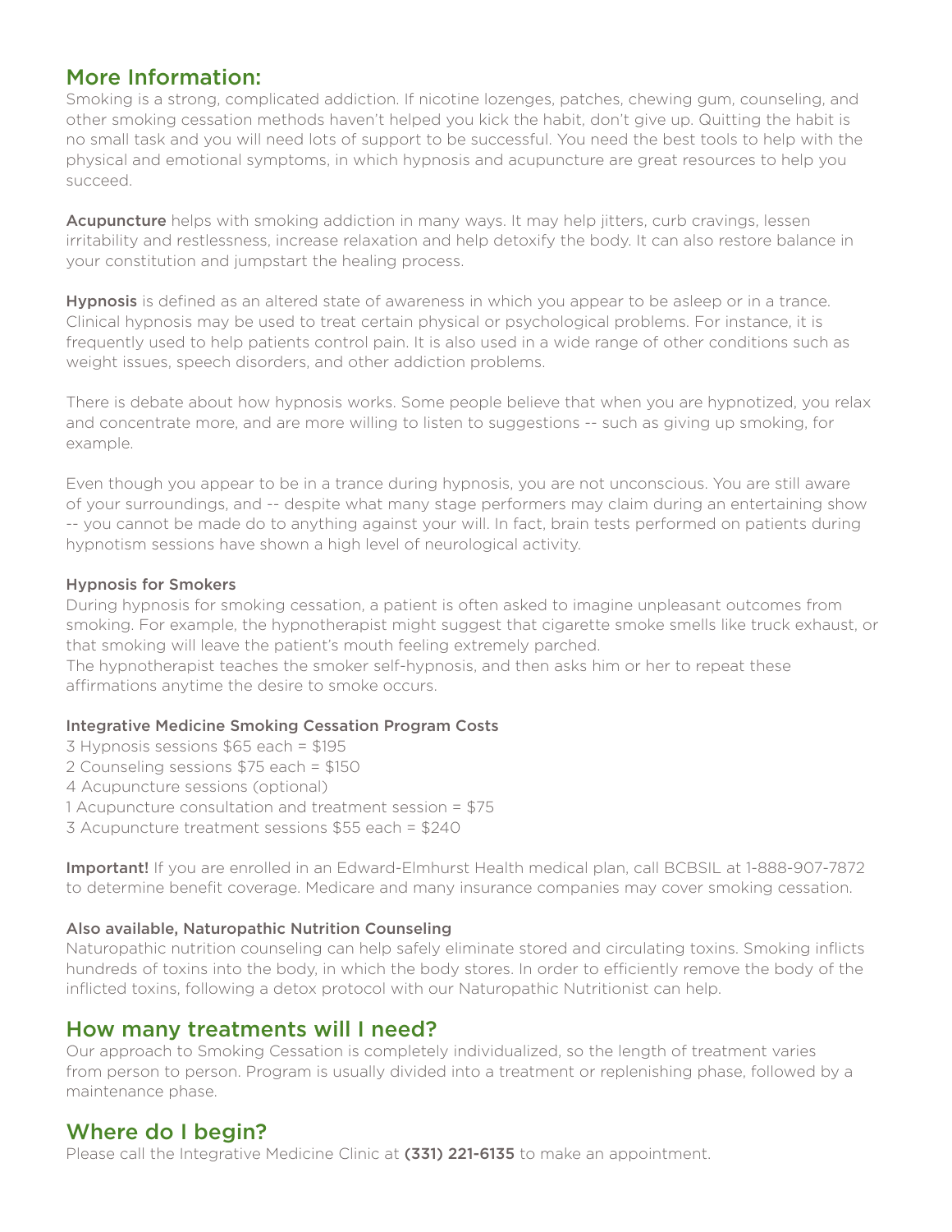## More Information:

Smoking is a strong, complicated addiction. If nicotine lozenges, patches, chewing gum, counseling, and other smoking cessation methods haven't helped you kick the habit, don't give up. Quitting the habit is no small task and you will need lots of support to be successful. You need the best tools to help with the physical and emotional symptoms, in which hypnosis and acupuncture are great resources to help you succeed.

**Acupuncture** helps with smoking addiction in many ways. It may help jitters, curb cravings, lessen irritability and restlessness, increase relaxation and help detoxify the body. It can also restore balance in your constitution and jumpstart the healing process.

**Hypnosis** is defined as an altered state of awareness in which you appear to be asleep or in a trance. Clinical hypnosis may be used to treat certain physical or psychological problems. For instance, it is frequently used to help patients control pain. It is also used in a wide range of other conditions such as weight issues, speech disorders, and other addiction problems.

There is debate about how hypnosis works. Some people believe that when you are hypnotized, you relax and concentrate more, and are more willing to listen to suggestions -- such as giving up smoking, for example.

Even though you appear to be in a trance during hypnosis, you are not unconscious. You are still aware of your surroundings, and -- despite what many stage performers may claim during an entertaining show -- you cannot be made do to anything against your will. In fact, brain tests performed on patients during hypnotism sessions have shown a high level of neurological activity.

### Hypnosis for Smokers

During hypnosis for smoking cessation, a patient is often asked to imagine unpleasant outcomes from smoking. For example, the hypnotherapist might suggest that cigarette smoke smells like truck exhaust, or that smoking will leave the patient's mouth feeling extremely parched.
The hypnotherapist teaches the smoker self-hypnosis, and then asks him or her to repeat these affirmations anytime the desire to smoke occurs.

### Integrative Medicine Smoking Cessation Program Costs

3 Hypnosis sessions $65 each = $195
2 Counseling sessions $75 each = $150
4 Acupuncture sessions (optional)
1 Acupuncture consultation and treatment session = $75
3 Acupuncture treatment sessions $55 each = $240

**Important!** If you are enrolled in an Edward-Elmhurst Health medical plan, call BCBSIL at 1-888-907-7872 to determine benefit coverage. Medicare and many insurance companies may cover smoking cessation.

### Also available, Naturopathic Nutrition Counseling

Naturopathic nutrition counseling can help safely eliminate stored and circulating toxins. Smoking inflicts hundreds of toxins into the body, in which the body stores. In order to efficiently remove the body of the inflicted toxins, following a detox protocol with our Naturopathic Nutritionist can help.

## How many treatments will I need?

Our approach to Smoking Cessation is completely individualized, so the length of treatment varies from person to person. Program is usually divided into a treatment or replenishing phase, followed by a maintenance phase.

## Where do I begin?

Please call the Integrative Medicine Clinic at **(331) 221-6135** to make an appointment.